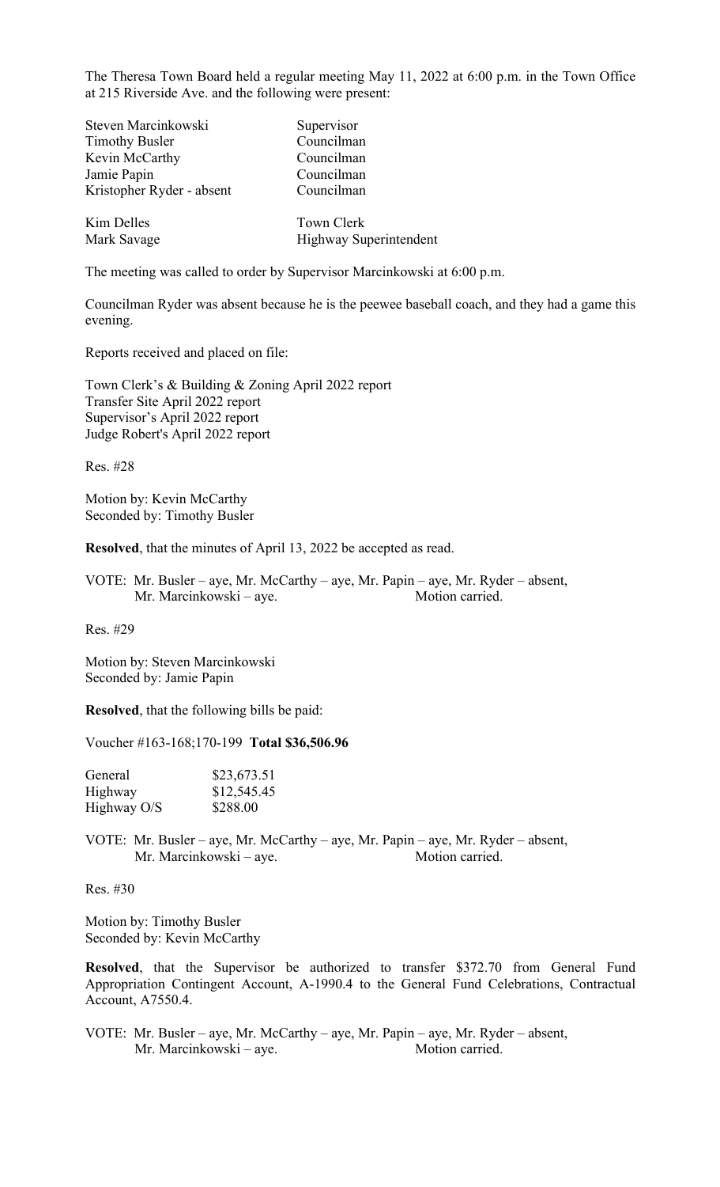The Theresa Town Board held a regular meeting May 11, 2022 at 6:00 p.m. in the Town Office at 215 Riverside Ave. and the following were present:

| | |
|---|---|
| Steven Marcinkowski | Supervisor |
| Timothy Busler | Councilman |
| Kevin McCarthy | Councilman |
| Jamie Papin | Councilman |
| Kristopher Ryder - absent | Councilman |
| Kim Delles | Town Clerk |
| Mark Savage | Highway Superintendent |

The meeting was called to order by Supervisor Marcinkowski at 6:00 p.m.

Councilman Ryder was absent because he is the peewee baseball coach, and they had a game this evening.

Reports received and placed on file:

Town Clerk's & Building & Zoning April 2022 report
Transfer Site April 2022 report
Supervisor's April 2022 report
Judge Robert's April 2022 report

Res. #28

Motion by: Kevin McCarthy
Seconded by: Timothy Busler

**Resolved**, that the minutes of April 13, 2022 be accepted as read.

VOTE: Mr. Busler – aye, Mr. McCarthy – aye, Mr. Papin – aye, Mr. Ryder – absent, Mr. Marcinkowski – aye. Motion carried.

Res. #29

Motion by: Steven Marcinkowski
Seconded by: Jamie Papin

**Resolved**, that the following bills be paid:

Voucher #163-168;170-199 **Total $36,506.96**

| | |
|---|---|
| General | $23,673.51 |
| Highway | $12,545.45 |
| Highway O/S | $288.00 |

VOTE: Mr. Busler – aye, Mr. McCarthy – aye, Mr. Papin – aye, Mr. Ryder – absent, Mr. Marcinkowski – aye. Motion carried.

Res. #30

Motion by: Timothy Busler
Seconded by: Kevin McCarthy

**Resolved**, that the Supervisor be authorized to transfer $372.70 from General Fund Appropriation Contingent Account, A-1990.4 to the General Fund Celebrations, Contractual Account, A7550.4.

VOTE: Mr. Busler – aye, Mr. McCarthy – aye, Mr. Papin – aye, Mr. Ryder – absent, Mr. Marcinkowski – aye. Motion carried.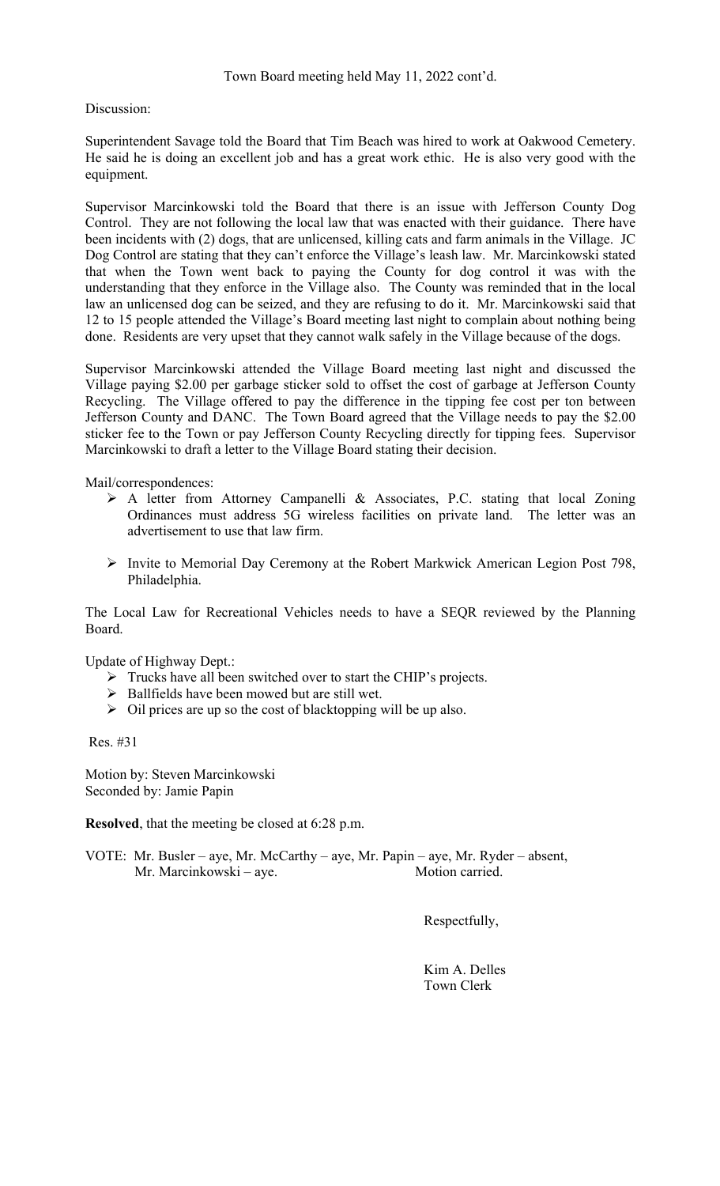Town Board meeting held May 11, 2022 cont'd.

Discussion:

Superintendent Savage told the Board that Tim Beach was hired to work at Oakwood Cemetery. He said he is doing an excellent job and has a great work ethic. He is also very good with the equipment.

Supervisor Marcinkowski told the Board that there is an issue with Jefferson County Dog Control. They are not following the local law that was enacted with their guidance. There have been incidents with (2) dogs, that are unlicensed, killing cats and farm animals in the Village. JC Dog Control are stating that they can't enforce the Village's leash law. Mr. Marcinkowski stated that when the Town went back to paying the County for dog control it was with the understanding that they enforce in the Village also. The County was reminded that in the local law an unlicensed dog can be seized, and they are refusing to do it. Mr. Marcinkowski said that 12 to 15 people attended the Village's Board meeting last night to complain about nothing being done. Residents are very upset that they cannot walk safely in the Village because of the dogs.

Supervisor Marcinkowski attended the Village Board meeting last night and discussed the Village paying $2.00 per garbage sticker sold to offset the cost of garbage at Jefferson County Recycling. The Village offered to pay the difference in the tipping fee cost per ton between Jefferson County and DANC. The Town Board agreed that the Village needs to pay the $2.00 sticker fee to the Town or pay Jefferson County Recycling directly for tipping fees. Supervisor Marcinkowski to draft a letter to the Village Board stating their decision.

Mail/correspondences:

- A letter from Attorney Campanelli & Associates, P.C. stating that local Zoning Ordinances must address 5G wireless facilities on private land. The letter was an advertisement to use that law firm.
- Invite to Memorial Day Ceremony at the Robert Markwick American Legion Post 798, Philadelphia.

The Local Law for Recreational Vehicles needs to have a SEQR reviewed by the Planning Board.

Update of Highway Dept.:

- Trucks have all been switched over to start the CHIP's projects.
- Ballfields have been mowed but are still wet.
- Oil prices are up so the cost of blacktopping will be up also.

Res. #31

Motion by: Steven Marcinkowski
Seconded by: Jamie Papin

**Resolved**, that the meeting be closed at 6:28 p.m.

VOTE: Mr. Busler – aye, Mr. McCarthy – aye, Mr. Papin – aye, Mr. Ryder – absent, Mr. Marcinkowski – aye. Motion carried.

Respectfully,

Kim A. Delles
Town Clerk